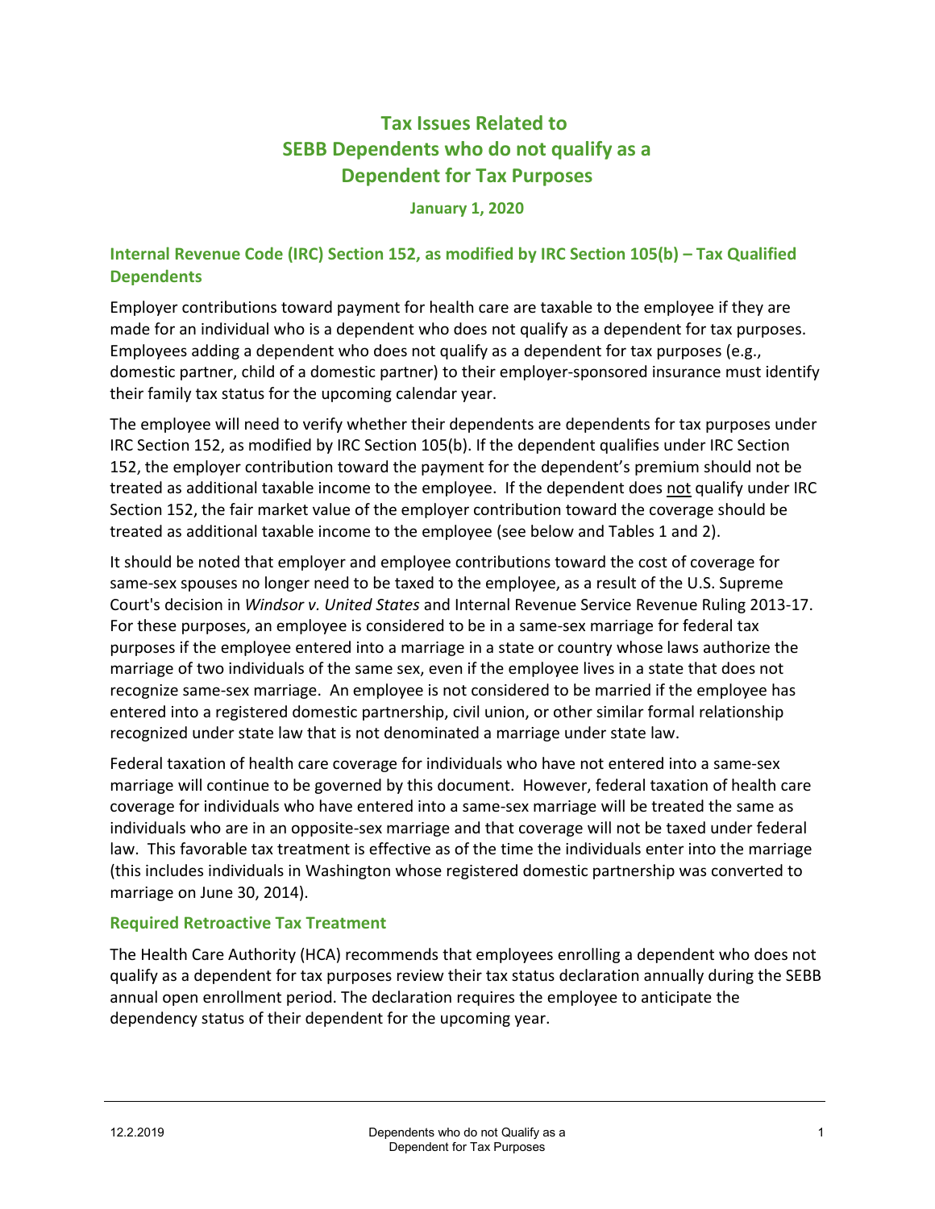# Tax Issues Related to SEBB Dependents who do not qualify as a Dependent for Tax Purposes

**January 1, 2020**

## Internal Revenue Code (IRC) Section 152, as modified by IRC Section 105(b) – Tax Qualified Dependents

Employer contributions toward payment for health care are taxable to the employee if they are made for an individual who is a dependent who does not qualify as a dependent for tax purposes. Employees adding a dependent who does not qualify as a dependent for tax purposes (e.g., domestic partner, child of a domestic partner) to their employer-sponsored insurance must identify their family tax status for the upcoming calendar year.

The employee will need to verify whether their dependents are dependents for tax purposes under IRC Section 152, as modified by IRC Section 105(b). If the dependent qualifies under IRC Section 152, the employer contribution toward the payment for the dependent's premium should not be treated as additional taxable income to the employee. If the dependent does <u>not</u> qualify under IRC Section 152, the fair market value of the employer contribution toward the coverage should be treated as additional taxable income to the employee (see below and Tables 1 and 2).

It should be noted that employer and employee contributions toward the cost of coverage for same-sex spouses no longer need to be taxed to the employee, as a result of the U.S. Supreme Court's decision in *Windsor v. United States* and Internal Revenue Service Revenue Ruling 2013-17. For these purposes, an employee is considered to be in a same-sex marriage for federal tax purposes if the employee entered into a marriage in a state or country whose laws authorize the marriage of two individuals of the same sex, even if the employee lives in a state that does not recognize same-sex marriage. An employee is not considered to be married if the employee has entered into a registered domestic partnership, civil union, or other similar formal relationship recognized under state law that is not denominated a marriage under state law.

Federal taxation of health care coverage for individuals who have not entered into a same-sex marriage will continue to be governed by this document. However, federal taxation of health care coverage for individuals who have entered into a same-sex marriage will be treated the same as individuals who are in an opposite-sex marriage and that coverage will not be taxed under federal law. This favorable tax treatment is effective as of the time the individuals enter into the marriage (this includes individuals in Washington whose registered domestic partnership was converted to marriage on June 30, 2014).

### Required Retroactive Tax Treatment

The Health Care Authority (HCA) recommends that employees enrolling a dependent who does not qualify as a dependent for tax purposes review their tax status declaration annually during the SEBB annual open enrollment period. The declaration requires the employee to anticipate the dependency status of their dependent for the upcoming year.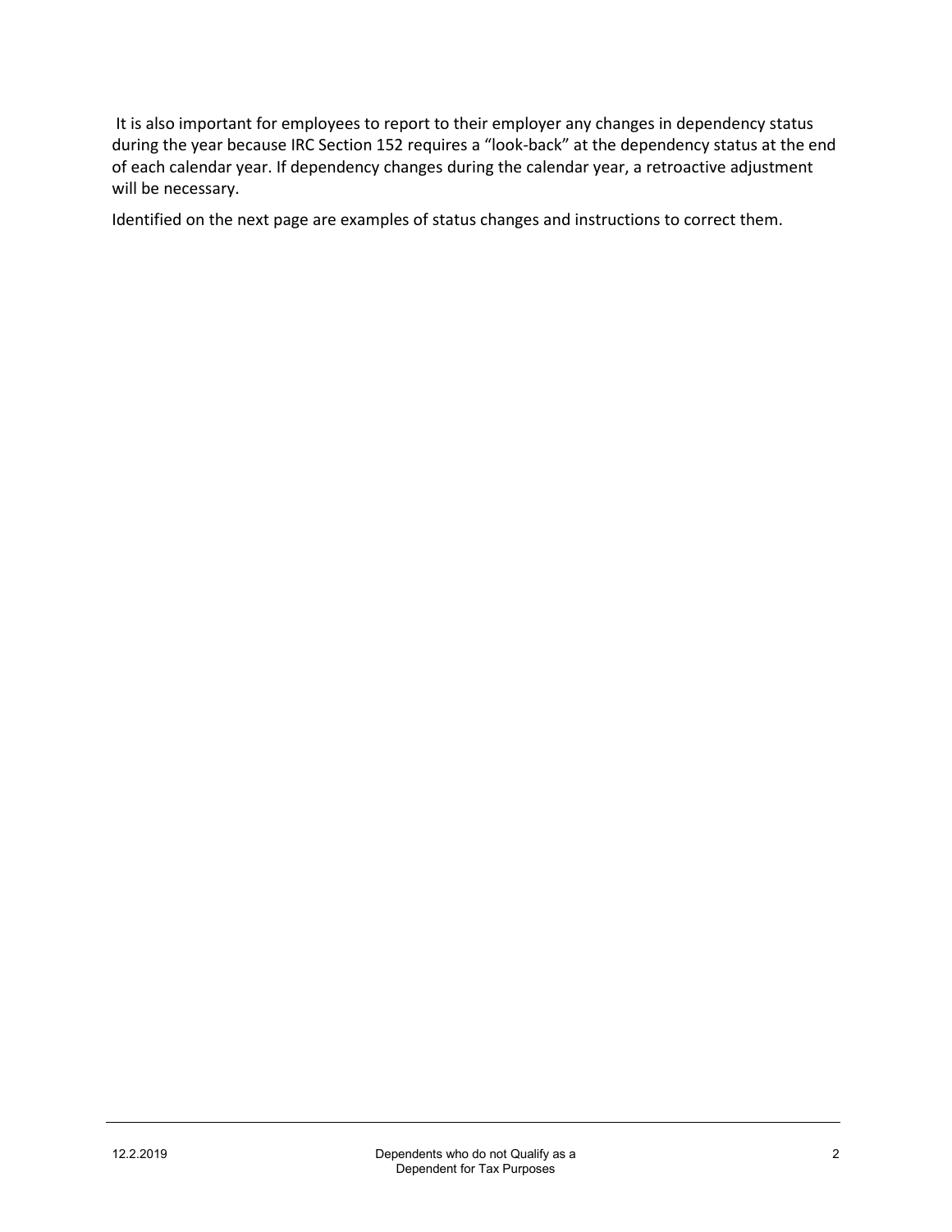It is also important for employees to report to their employer any changes in dependency status during the year because IRC Section 152 requires a "look-back" at the dependency status at the end of each calendar year. If dependency changes during the calendar year, a retroactive adjustment will be necessary.

Identified on the next page are examples of status changes and instructions to correct them.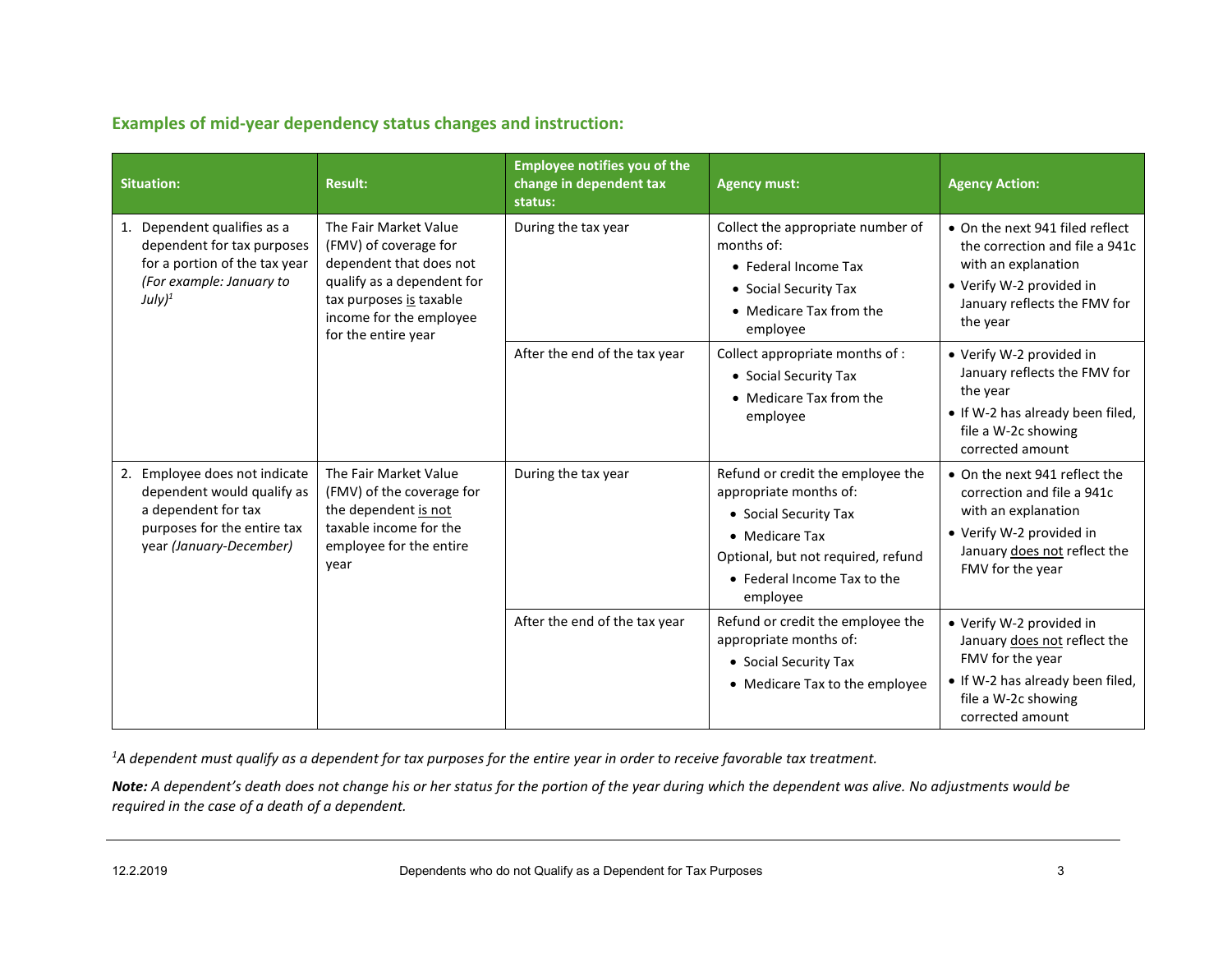### Examples of mid-year dependency status changes and instruction:

| Situation: | Result: | Employee notifies you of the change in dependent tax status: | Agency must: | Agency Action: |
|---|---|---|---|---|
| 1. Dependent qualifies as a dependent for tax purposes for a portion of the tax year *(For example: January to July)*[1] | The Fair Market Value (FMV) of coverage for dependent that does not qualify as a dependent for tax purposes <u>is</u> taxable income for the employee for the entire year | During the tax year | Collect the appropriate number of months of: <br>• Federal Income Tax <br>• Social Security Tax <br>• Medicare Tax from the employee | • On the next 941 filed reflect the correction and file a 941c with an explanation <br>• Verify W-2 provided in January reflects the FMV for the year |
| | | After the end of the tax year | Collect appropriate months of : <br>• Social Security Tax <br>• Medicare Tax from the employee | • Verify W-2 provided in January reflects the FMV for the year <br>• If W-2 has already been filed, file a W-2c showing corrected amount |
| 2. Employee does not indicate dependent would qualify as a dependent for tax purposes for the entire tax year *(January-December)* | The Fair Market Value (FMV) of the coverage for the dependent <u>is not</u> taxable income for the employee for the entire year | During the tax year | Refund or credit the employee the appropriate months of: <br>• Social Security Tax <br>• Medicare Tax <br>Optional, but not required, refund <br>• Federal Income Tax to the employee | • On the next 941 reflect the correction and file a 941c with an explanation <br>• Verify W-2 provided in January <u>does not</u> reflect the FMV for the year |
| | | After the end of the tax year | Refund or credit the employee the appropriate months of: <br>• Social Security Tax <br>• Medicare Tax to the employee | • Verify W-2 provided in January <u>does not</u> reflect the FMV for the year <br>• If W-2 has already been filed, file a W-2c showing corrected amount |

*[1]A dependent must qualify as a dependent for tax purposes for the entire year in order to receive favorable tax treatment.*

***Note:*** *A dependent's death does not change his or her status for the portion of the year during which the dependent was alive. No adjustments would be required in the case of a death of a dependent.*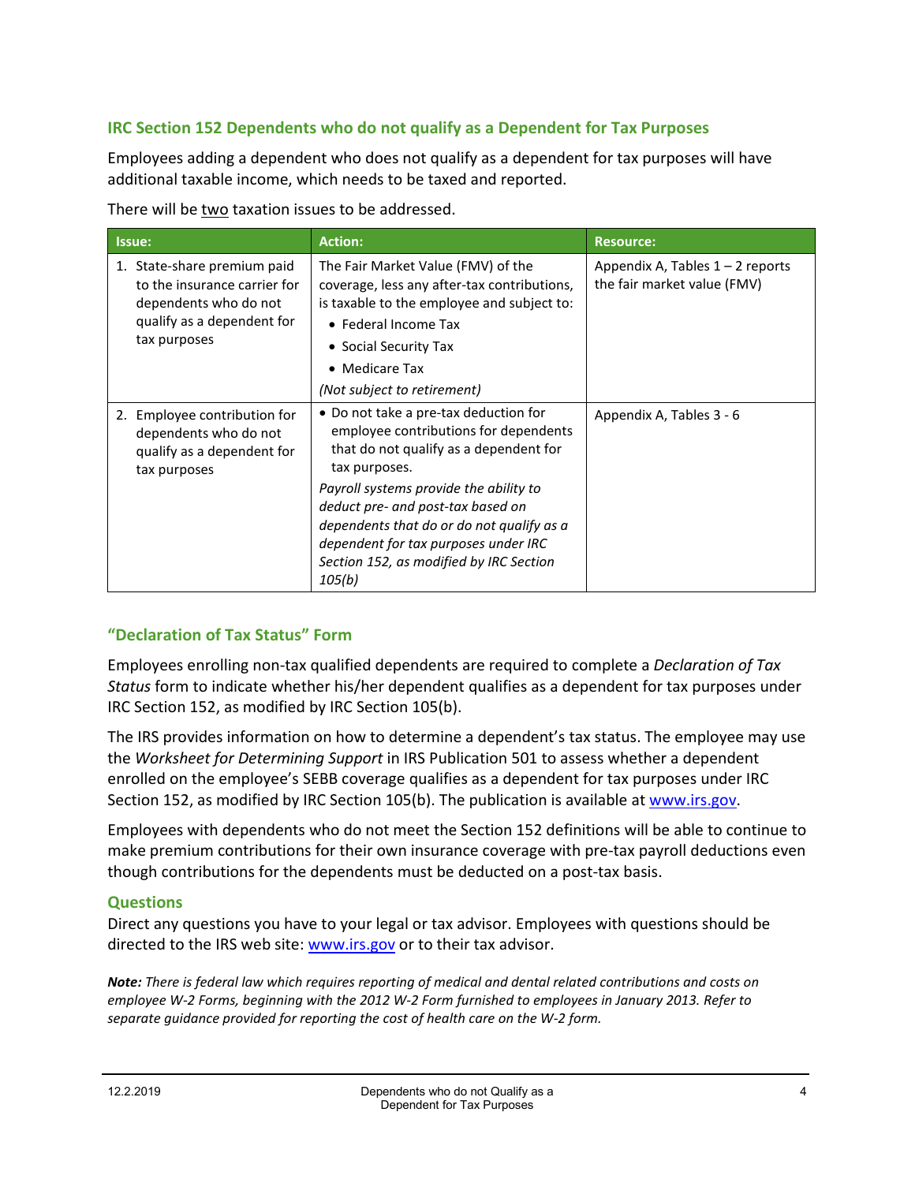### IRC Section 152 Dependents who do not qualify as a Dependent for Tax Purposes

Employees adding a dependent who does not qualify as a dependent for tax purposes will have additional taxable income, which needs to be taxed and reported.

There will be two taxation issues to be addressed.

| Issue: | Action: | Resource: |
| --- | --- | --- |
| 1. State-share premium paid to the insurance carrier for dependents who do not qualify as a dependent for tax purposes | The Fair Market Value (FMV) of the coverage, less any after-tax contributions, is taxable to the employee and subject to:<br>• Federal Income Tax<br>• Social Security Tax<br>• Medicare Tax<br>*(Not subject to retirement)* | Appendix A, Tables 1 – 2 reports the fair market value (FMV) |
| 2. Employee contribution for dependents who do not qualify as a dependent for tax purposes | • Do not take a pre-tax deduction for employee contributions for dependents that do not qualify as a dependent for tax purposes.<br>*Payroll systems provide the ability to deduct pre- and post-tax based on dependents that do or do not qualify as a dependent for tax purposes under IRC Section 152, as modified by IRC Section 105(b)* | Appendix A, Tables 3 - 6 |

### "Declaration of Tax Status" Form

Employees enrolling non-tax qualified dependents are required to complete a *Declaration of Tax Status* form to indicate whether his/her dependent qualifies as a dependent for tax purposes under IRC Section 152, as modified by IRC Section 105(b).

The IRS provides information on how to determine a dependent's tax status. The employee may use the *Worksheet for Determining Support* in IRS Publication 501 to assess whether a dependent enrolled on the employee's SEBB coverage qualifies as a dependent for tax purposes under IRC Section 152, as modified by IRC Section 105(b). The publication is available at www.irs.gov.

Employees with dependents who do not meet the Section 152 definitions will be able to continue to make premium contributions for their own insurance coverage with pre-tax payroll deductions even though contributions for the dependents must be deducted on a post-tax basis.

### Questions

Direct any questions you have to your legal or tax advisor. Employees with questions should be directed to the IRS web site: www.irs.gov or to their tax advisor.

***Note:*** *There is federal law which requires reporting of medical and dental related contributions and costs on employee W-2 Forms, beginning with the 2012 W-2 Form furnished to employees in January 2013. Refer to separate guidance provided for reporting the cost of health care on the W-2 form.*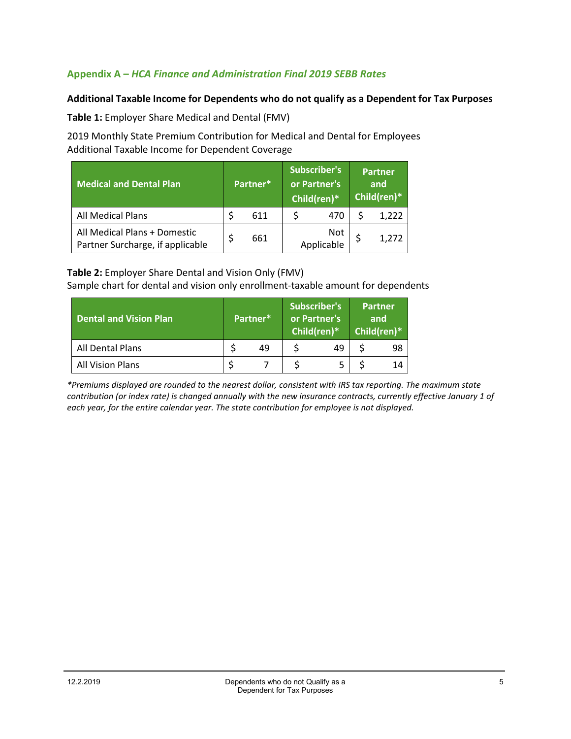## Appendix A – *HCA Finance and Administration Final 2019 SEBB Rates*

**Additional Taxable Income for Dependents who do not qualify as a Dependent for Tax Purposes**

**Table 1:** Employer Share Medical and Dental (FMV)

2019 Monthly State Premium Contribution for Medical and Dental for Employees
Additional Taxable Income for Dependent Coverage

| Medical and Dental Plan | Partner* | Subscriber's or Partner's Child(ren)* | Partner and Child(ren)* |
|---|---|---|---|
| All Medical Plans | $ 611 | $ 470 | $ 1,222 |
| All Medical Plans + Domestic Partner Surcharge, if applicable | $ 661 | Not Applicable | $ 1,272 |

**Table 2:** Employer Share Dental and Vision Only (FMV)
Sample chart for dental and vision only enrollment-taxable amount for dependents

| Dental and Vision Plan | Partner* | Subscriber's or Partner's Child(ren)* | Partner and Child(ren)* |
|---|---|---|---|
| All Dental Plans | $ 49 | $ 49 | $ 98 |
| All Vision Plans | $ 7 | $ 5 | $ 14 |

*\*Premiums displayed are rounded to the nearest dollar, consistent with IRS tax reporting. The maximum state contribution (or index rate) is changed annually with the new insurance contracts, currently effective January 1 of each year, for the entire calendar year. The state contribution for employee is not displayed.*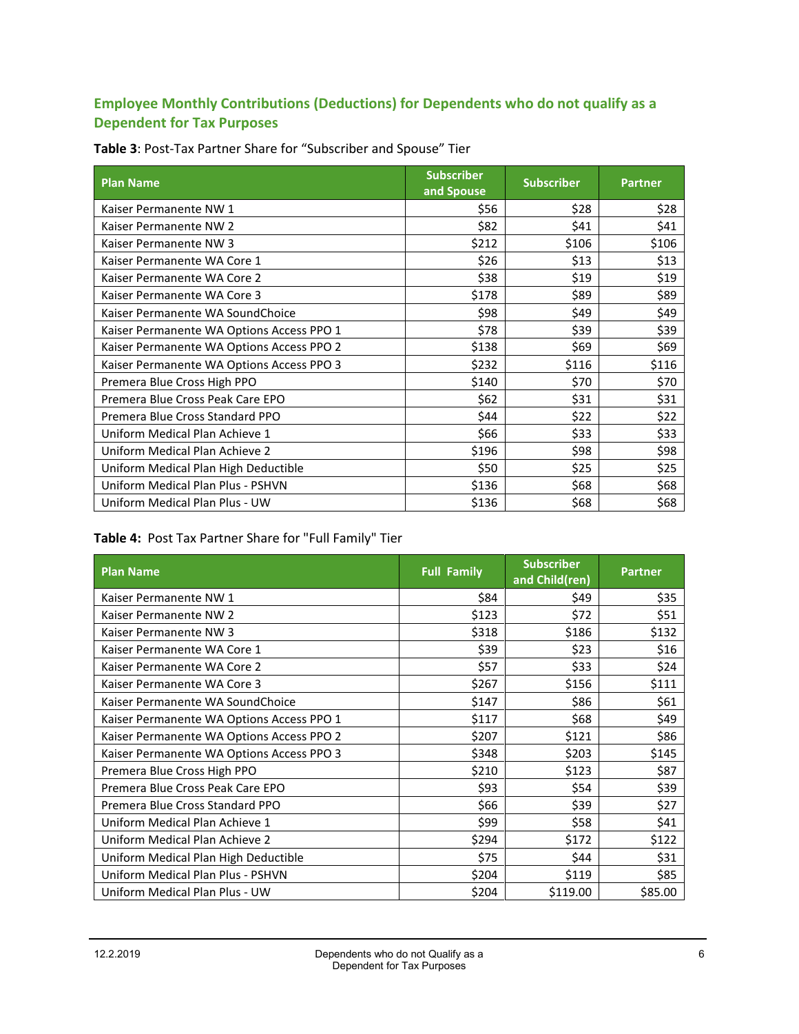## Employee Monthly Contributions (Deductions) for Dependents who do not qualify as a Dependent for Tax Purposes

**Table 3**: Post-Tax Partner Share for "Subscriber and Spouse" Tier

| Plan Name | Subscriber and Spouse | Subscriber | Partner |
|---|---|---|---|
| Kaiser Permanente NW 1 | $56 | $28 | $28 |
| Kaiser Permanente NW 2 | $82 | $41 | $41 |
| Kaiser Permanente NW 3 | $212 | $106 | $106 |
| Kaiser Permanente WA Core 1 | $26 | $13 | $13 |
| Kaiser Permanente WA Core 2 | $38 | $19 | $19 |
| Kaiser Permanente WA Core 3 | $178 | $89 | $89 |
| Kaiser Permanente WA SoundChoice | $98 | $49 | $49 |
| Kaiser Permanente WA Options Access PPO 1 | $78 | $39 | $39 |
| Kaiser Permanente WA Options Access PPO 2 | $138 | $69 | $69 |
| Kaiser Permanente WA Options Access PPO 3 | $232 | $116 | $116 |
| Premera Blue Cross High PPO | $140 | $70 | $70 |
| Premera Blue Cross Peak Care EPO | $62 | $31 | $31 |
| Premera Blue Cross Standard PPO | $44 | $22 | $22 |
| Uniform Medical Plan Achieve 1 | $66 | $33 | $33 |
| Uniform Medical Plan Achieve 2 | $196 | $98 | $98 |
| Uniform Medical Plan High Deductible | $50 | $25 | $25 |
| Uniform Medical Plan Plus - PSHVN | $136 | $68 | $68 |
| Uniform Medical Plan Plus - UW | $136 | $68 | $68 |

**Table 4:** Post Tax Partner Share for "Full Family" Tier

| Plan Name | Full Family | Subscriber and Child(ren) | Partner |
|---|---|---|---|
| Kaiser Permanente NW 1 | $84 | $49 | $35 |
| Kaiser Permanente NW 2 | $123 | $72 | $51 |
| Kaiser Permanente NW 3 | $318 | $186 | $132 |
| Kaiser Permanente WA Core 1 | $39 | $23 | $16 |
| Kaiser Permanente WA Core 2 | $57 | $33 | $24 |
| Kaiser Permanente WA Core 3 | $267 | $156 | $111 |
| Kaiser Permanente WA SoundChoice | $147 | $86 | $61 |
| Kaiser Permanente WA Options Access PPO 1 | $117 | $68 | $49 |
| Kaiser Permanente WA Options Access PPO 2 | $207 | $121 | $86 |
| Kaiser Permanente WA Options Access PPO 3 | $348 | $203 | $145 |
| Premera Blue Cross High PPO | $210 | $123 | $87 |
| Premera Blue Cross Peak Care EPO | $93 | $54 | $39 |
| Premera Blue Cross Standard PPO | $66 | $39 | $27 |
| Uniform Medical Plan Achieve 1 | $99 | $58 | $41 |
| Uniform Medical Plan Achieve 2 | $294 | $172 | $122 |
| Uniform Medical Plan High Deductible | $75 | $44 | $31 |
| Uniform Medical Plan Plus - PSHVN | $204 | $119 | $85 |
| Uniform Medical Plan Plus - UW | $204 | $119.00 | $85.00 |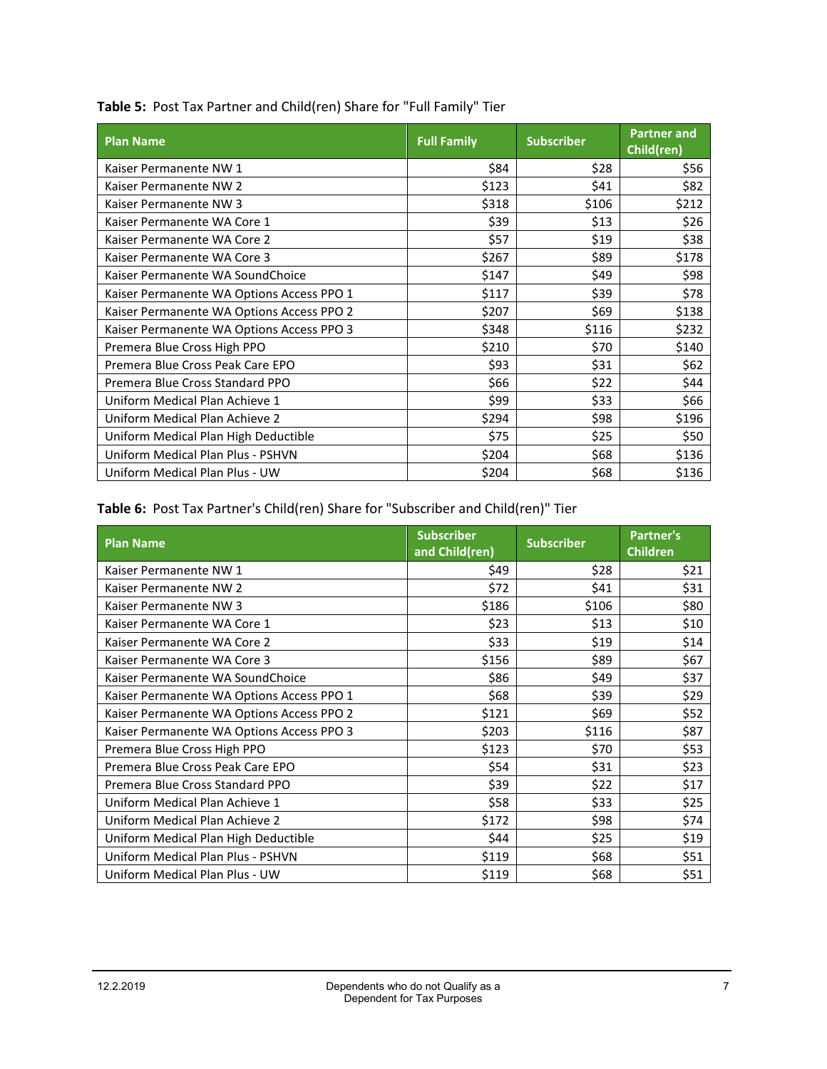**Table 5:** Post Tax Partner and Child(ren) Share for "Full Family" Tier

| Plan Name | Full Family | Subscriber | Partner and Child(ren) |
|---|---|---|---|
| Kaiser Permanente NW 1 | $84 | $28 | $56 |
| Kaiser Permanente NW 2 | $123 | $41 | $82 |
| Kaiser Permanente NW 3 | $318 | $106 | $212 |
| Kaiser Permanente WA Core 1 | $39 | $13 | $26 |
| Kaiser Permanente WA Core 2 | $57 | $19 | $38 |
| Kaiser Permanente WA Core 3 | $267 | $89 | $178 |
| Kaiser Permanente WA SoundChoice | $147 | $49 | $98 |
| Kaiser Permanente WA Options Access PPO 1 | $117 | $39 | $78 |
| Kaiser Permanente WA Options Access PPO 2 | $207 | $69 | $138 |
| Kaiser Permanente WA Options Access PPO 3 | $348 | $116 | $232 |
| Premera Blue Cross High PPO | $210 | $70 | $140 |
| Premera Blue Cross Peak Care EPO | $93 | $31 | $62 |
| Premera Blue Cross Standard PPO | $66 | $22 | $44 |
| Uniform Medical Plan Achieve 1 | $99 | $33 | $66 |
| Uniform Medical Plan Achieve 2 | $294 | $98 | $196 |
| Uniform Medical Plan High Deductible | $75 | $25 | $50 |
| Uniform Medical Plan Plus - PSHVN | $204 | $68 | $136 |
| Uniform Medical Plan Plus - UW | $204 | $68 | $136 |

**Table 6:** Post Tax Partner's Child(ren) Share for "Subscriber and Child(ren)" Tier

| Plan Name | Subscriber and Child(ren) | Subscriber | Partner's Children |
|---|---|---|---|
| Kaiser Permanente NW 1 | $49 | $28 | $21 |
| Kaiser Permanente NW 2 | $72 | $41 | $31 |
| Kaiser Permanente NW 3 | $186 | $106 | $80 |
| Kaiser Permanente WA Core 1 | $23 | $13 | $10 |
| Kaiser Permanente WA Core 2 | $33 | $19 | $14 |
| Kaiser Permanente WA Core 3 | $156 | $89 | $67 |
| Kaiser Permanente WA SoundChoice | $86 | $49 | $37 |
| Kaiser Permanente WA Options Access PPO 1 | $68 | $39 | $29 |
| Kaiser Permanente WA Options Access PPO 2 | $121 | $69 | $52 |
| Kaiser Permanente WA Options Access PPO 3 | $203 | $116 | $87 |
| Premera Blue Cross High PPO | $123 | $70 | $53 |
| Premera Blue Cross Peak Care EPO | $54 | $31 | $23 |
| Premera Blue Cross Standard PPO | $39 | $22 | $17 |
| Uniform Medical Plan Achieve 1 | $58 | $33 | $25 |
| Uniform Medical Plan Achieve 2 | $172 | $98 | $74 |
| Uniform Medical Plan High Deductible | $44 | $25 | $19 |
| Uniform Medical Plan Plus - PSHVN | $119 | $68 | $51 |
| Uniform Medical Plan Plus - UW | $119 | $68 | $51 |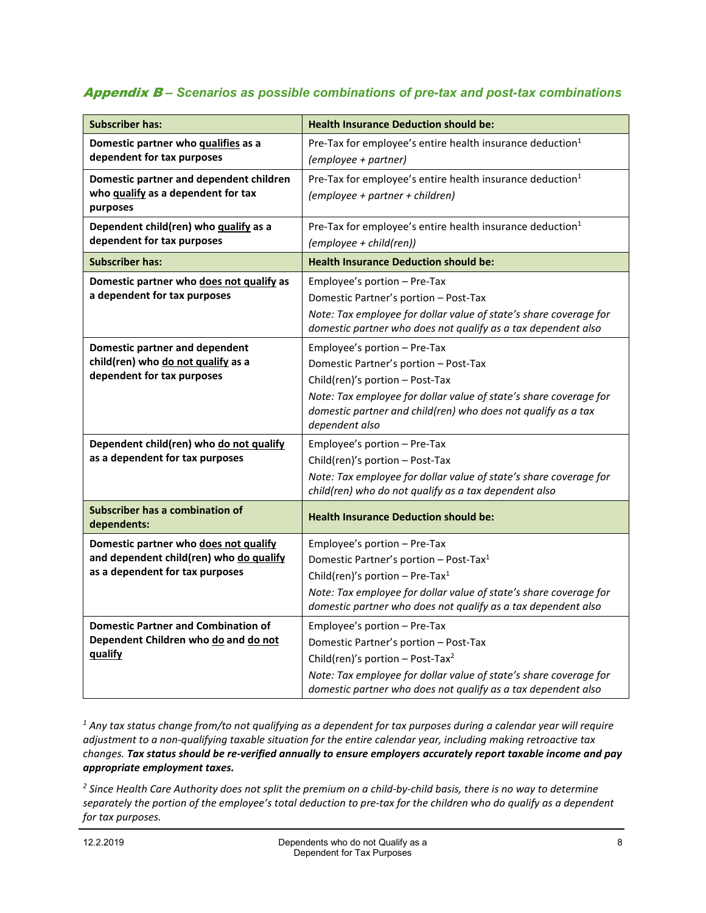## *Appendix B – Scenarios as possible combinations of pre-tax and post-tax combinations*

| **Subscriber has:** | **Health Insurance Deduction should be:** |
| --- | --- |
| **Domestic partner who qualifies as a dependent for tax purposes** | Pre-Tax for employee's entire health insurance deduction[1] *(employee + partner)* |
| **Domestic partner and dependent children who qualify as a dependent for tax purposes** | Pre-Tax for employee's entire health insurance deduction[1] *(employee + partner + children)* |
| **Dependent child(ren) who qualify as a dependent for tax purposes** | Pre-Tax for employee's entire health insurance deduction[1] *(employee + child(ren))* |
| **Subscriber has:** | **Health Insurance Deduction should be:** |
| **Domestic partner who does not qualify as a dependent for tax purposes** | Employee's portion – Pre-Tax<br>Domestic Partner's portion – Post-Tax<br>*Note: Tax employee for dollar value of state's share coverage for domestic partner who does not qualify as a tax dependent also* |
| **Domestic partner and dependent child(ren) who do not qualify as a dependent for tax purposes** | Employee's portion – Pre-Tax<br>Domestic Partner's portion – Post-Tax<br>Child(ren)'s portion – Post-Tax<br>*Note: Tax employee for dollar value of state's share coverage for domestic partner and child(ren) who does not qualify as a tax dependent also* |
| **Dependent child(ren) who do not qualify as a dependent for tax purposes** | Employee's portion – Pre-Tax<br>Child(ren)'s portion – Post-Tax<br>*Note: Tax employee for dollar value of state's share coverage for child(ren) who do not qualify as a tax dependent also* |
| **Subscriber has a combination of dependents:** | **Health Insurance Deduction should be:** |
| **Domestic partner who does not qualify and dependent child(ren) who do qualify as a dependent for tax purposes** | Employee's portion – Pre-Tax<br>Domestic Partner's portion – Post-Tax[1]<br>Child(ren)'s portion – Pre-Tax[1]<br>*Note: Tax employee for dollar value of state's share coverage for domestic partner who does not qualify as a tax dependent also* |
| **Domestic Partner and Combination of Dependent Children who do and do not qualify** | Employee's portion – Pre-Tax<br>Domestic Partner's portion – Post-Tax<br>Child(ren)'s portion – Post-Tax[2]<br>*Note: Tax employee for dollar value of state's share coverage for domestic partner who does not qualify as a tax dependent also* |

[1] *Any tax status change from/to not qualifying as a dependent for tax purposes during a calendar year will require adjustment to a non-qualifying taxable situation for the entire calendar year, including making retroactive tax changes.* ***Tax status should be re-verified annually to ensure employers accurately report taxable income and pay appropriate employment taxes.***

[2] *Since Health Care Authority does not split the premium on a child-by-child basis, there is no way to determine separately the portion of the employee's total deduction to pre-tax for the children who do qualify as a dependent for tax purposes.*